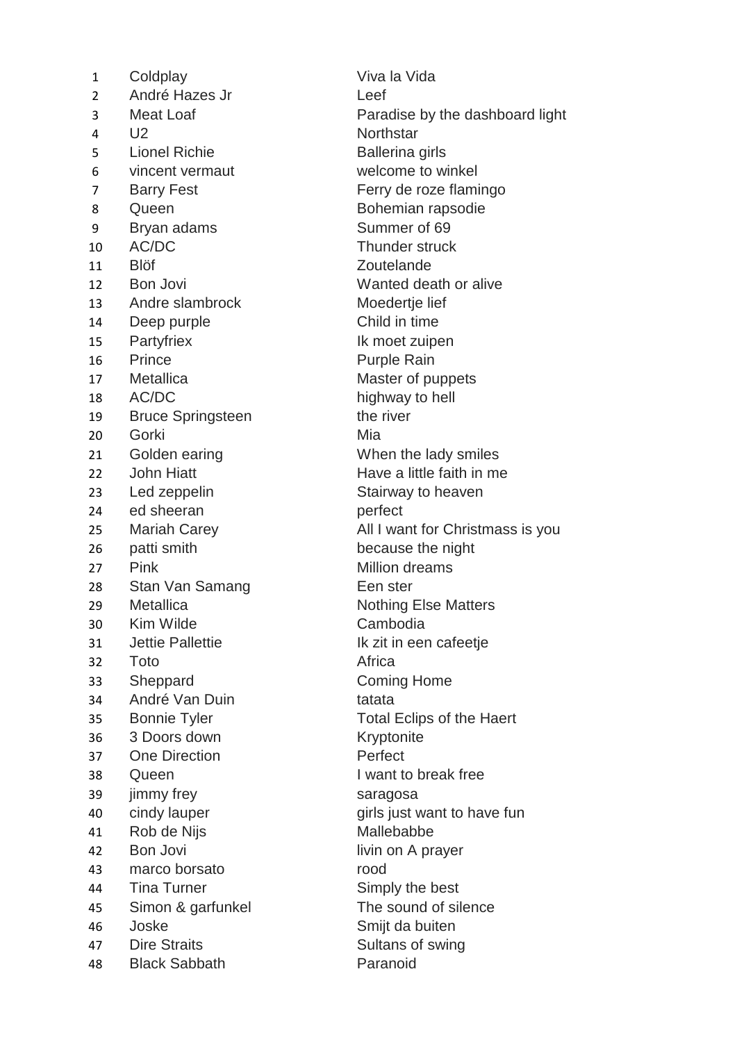| | | |
|---|---|---|
| 1 | Coldplay | Viva la Vida |
| 2 | André Hazes Jr | Leef |
| 3 | Meat Loaf | Paradise by the dashboard light |
| 4 | U2 | Northstar |
| 5 | Lionel Richie | Ballerina girls |
| 6 | vincent vermaut | welcome to winkel |
| 7 | Barry Fest | Ferry de roze flamingo |
| 8 | Queen | Bohemian rapsodie |
| 9 | Bryan adams | Summer of 69 |
| 10 | AC/DC | Thunder struck |
| 11 | Blöf | Zoutelande |
| 12 | Bon Jovi | Wanted death or alive |
| 13 | Andre slambrock | Moedertje lief |
| 14 | Deep purple | Child in time |
| 15 | Partyfriex | Ik moet zuipen |
| 16 | Prince | Purple Rain |
| 17 | Metallica | Master of puppets |
| 18 | AC/DC | highway to hell |
| 19 | Bruce Springsteen | the river |
| 20 | Gorki | Mia |
| 21 | Golden earing | When the lady smiles |
| 22 | John Hiatt | Have a little faith in me |
| 23 | Led zeppelin | Stairway to heaven |
| 24 | ed sheeran | perfect |
| 25 | Mariah Carey | All I want for Christmass is you |
| 26 | patti smith | because the night |
| 27 | Pink | Million dreams |
| 28 | Stan Van Samang | Een ster |
| 29 | Metallica | Nothing Else Matters |
| 30 | Kim Wilde | Cambodia |
| 31 | Jettie Pallettie | Ik zit in een cafeetje |
| 32 | Toto | Africa |
| 33 | Sheppard | Coming Home |
| 34 | André Van Duin | tatata |
| 35 | Bonnie Tyler | Total Eclips of the Haert |
| 36 | 3 Doors down | Kryptonite |
| 37 | One Direction | Perfect |
| 38 | Queen | I want to break free |
| 39 | jimmy frey | saragosa |
| 40 | cindy lauper | girls just want to have fun |
| 41 | Rob de Nijs | Mallebabbe |
| 42 | Bon Jovi | livin on A prayer |
| 43 | marco borsato | rood |
| 44 | Tina Turner | Simply the best |
| 45 | Simon & garfunkel | The sound of silence |
| 46 | Joske | Smijt da buiten |
| 47 | Dire Straits | Sultans of swing |
| 48 | Black Sabbath | Paranoid |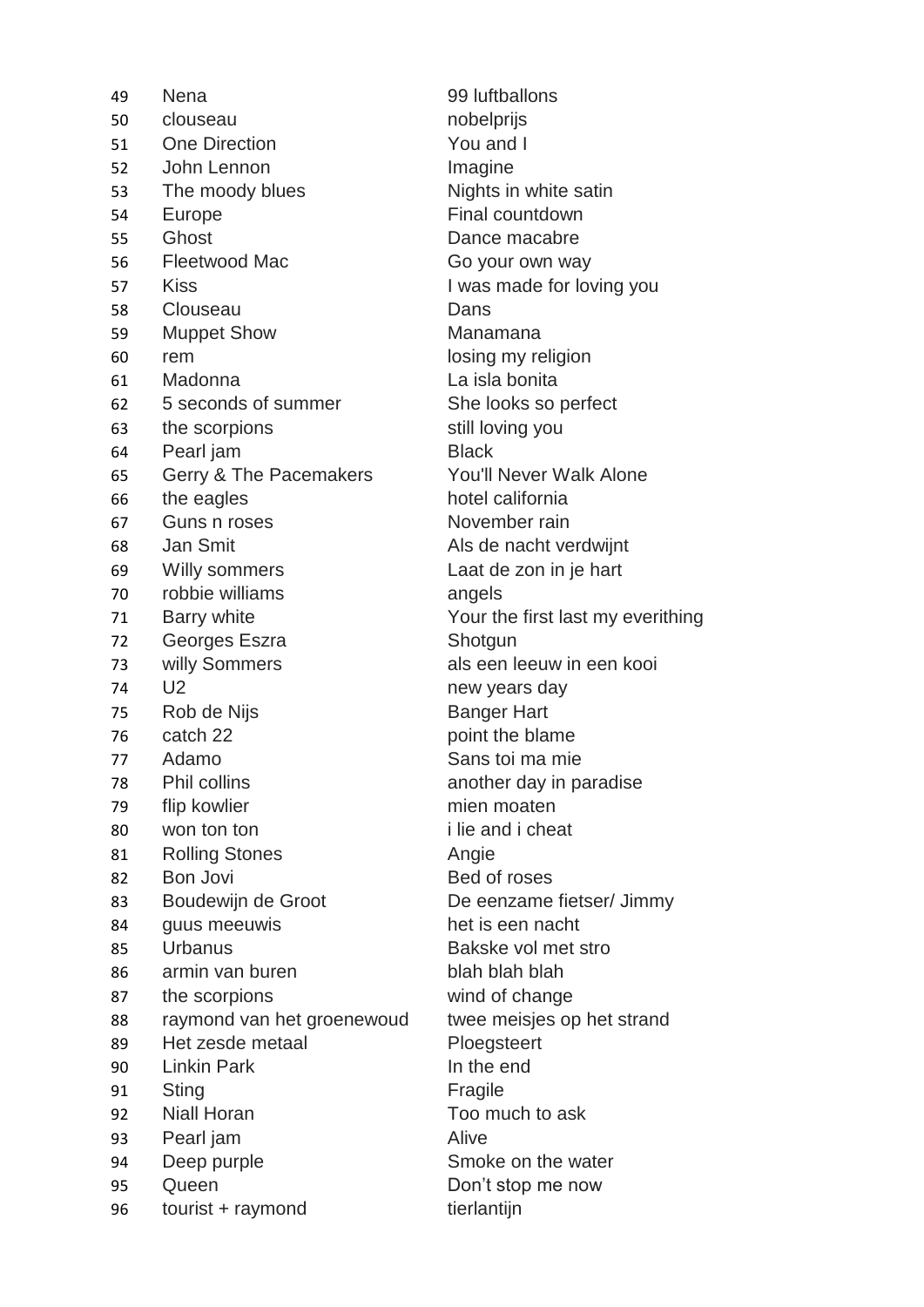| | | |
|---|---|---|
| 49 | Nena | 99 luftballons |
| 50 | clouseau | nobelprijs |
| 51 | One Direction | You and I |
| 52 | John Lennon | Imagine |
| 53 | The moody blues | Nights in white satin |
| 54 | Europe | Final countdown |
| 55 | Ghost | Dance macabre |
| 56 | Fleetwood Mac | Go your own way |
| 57 | Kiss | I was made for loving you |
| 58 | Clouseau | Dans |
| 59 | Muppet Show | Manamana |
| 60 | rem | losing my religion |
| 61 | Madonna | La isla bonita |
| 62 | 5 seconds of summer | She looks so perfect |
| 63 | the scorpions | still loving you |
| 64 | Pearl jam | Black |
| 65 | Gerry & The Pacemakers | You'll Never Walk Alone |
| 66 | the eagles | hotel california |
| 67 | Guns n roses | November rain |
| 68 | Jan Smit | Als de nacht verdwijnt |
| 69 | Willy sommers | Laat de zon in je hart |
| 70 | robbie williams | angels |
| 71 | Barry white | Your the first last my everithing |
| 72 | Georges Eszra | Shotgun |
| 73 | willy Sommers | als een leeuw in een kooi |
| 74 | U2 | new years day |
| 75 | Rob de Nijs | Banger Hart |
| 76 | catch 22 | point the blame |
| 77 | Adamo | Sans toi ma mie |
| 78 | Phil collins | another day in paradise |
| 79 | flip kowlier | mien moaten |
| 80 | won ton ton | i lie and i cheat |
| 81 | Rolling Stones | Angie |
| 82 | Bon Jovi | Bed of roses |
| 83 | Boudewijn de Groot | De eenzame fietser/ Jimmy |
| 84 | guus meeuwis | het is een nacht |
| 85 | Urbanus | Bakske vol met stro |
| 86 | armin van buren | blah blah blah |
| 87 | the scorpions | wind of change |
| 88 | raymond van het groenewoud | twee meisjes op het strand |
| 89 | Het zesde metaal | Ploegsteert |
| 90 | Linkin Park | In the end |
| 91 | Sting | Fragile |
| 92 | Niall Horan | Too much to ask |
| 93 | Pearl jam | Alive |
| 94 | Deep purple | Smoke on the water |
| 95 | Queen | Don’t stop me now |
| 96 | tourist + raymond | tierlantijn |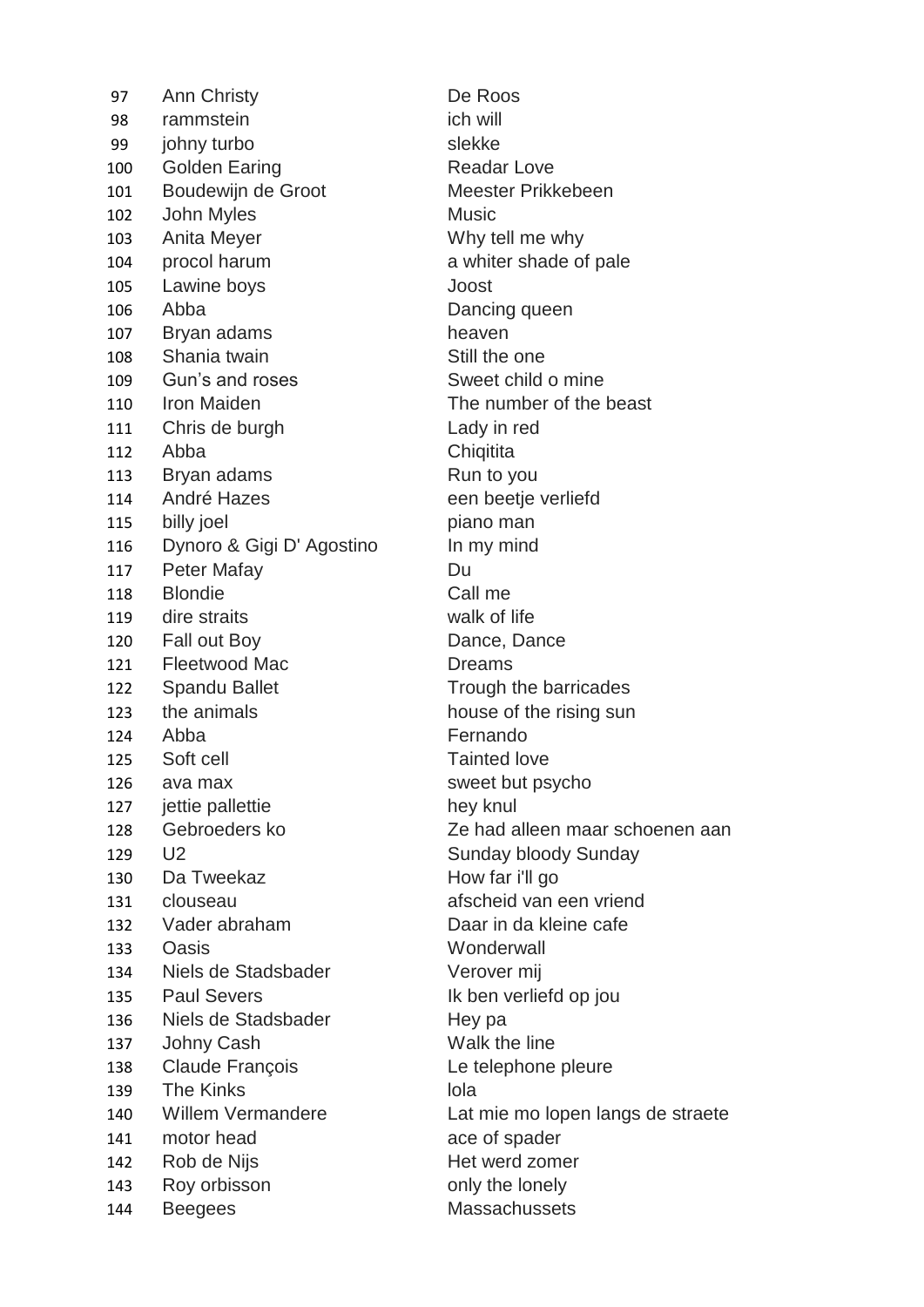| | | |
|---|---|---|
| 97 | Ann Christy | De Roos |
| 98 | rammstein | ich will |
| 99 | johny turbo | slekke |
| 100 | Golden Earing | Readar Love |
| 101 | Boudewijn de Groot | Meester Prikkebeen |
| 102 | John Myles | Music |
| 103 | Anita Meyer | Why tell me why |
| 104 | procol harum | a whiter shade of pale |
| 105 | Lawine boys | Joost |
| 106 | Abba | Dancing queen |
| 107 | Bryan adams | heaven |
| 108 | Shania twain | Still the one |
| 109 | Gun's and roses | Sweet child o mine |
| 110 | Iron Maiden | The number of the beast |
| 111 | Chris de burgh | Lady in red |
| 112 | Abba | Chiqitita |
| 113 | Bryan adams | Run to you |
| 114 | André Hazes | een beetje verliefd |
| 115 | billy joel | piano man |
| 116 | Dynoro & Gigi D' Agostino | In my mind |
| 117 | Peter Mafay | Du |
| 118 | Blondie | Call me |
| 119 | dire straits | walk of life |
| 120 | Fall out Boy | Dance, Dance |
| 121 | Fleetwood Mac | Dreams |
| 122 | Spandu Ballet | Trough the barricades |
| 123 | the animals | house of the rising sun |
| 124 | Abba | Fernando |
| 125 | Soft cell | Tainted love |
| 126 | ava max | sweet but psycho |
| 127 | jettie pallettie | hey knul |
| 128 | Gebroeders ko | Ze had alleen maar schoenen aan |
| 129 | U2 | Sunday bloody Sunday |
| 130 | Da Tweekaz | How far i'll go |
| 131 | clouseau | afscheid van een vriend |
| 132 | Vader abraham | Daar in da kleine cafe |
| 133 | Oasis | Wonderwall |
| 134 | Niels de Stadsbader | Verover mij |
| 135 | Paul Severs | Ik ben verliefd op jou |
| 136 | Niels de Stadsbader | Hey pa |
| 137 | Johny Cash | Walk the line |
| 138 | Claude François | Le telephone pleure |
| 139 | The Kinks | lola |
| 140 | Willem Vermandere | Lat mie mo lopen langs de straete |
| 141 | motor head | ace of spader |
| 142 | Rob de Nijs | Het werd zomer |
| 143 | Roy orbisson | only the lonely |
| 144 | Beegees | Massachussets |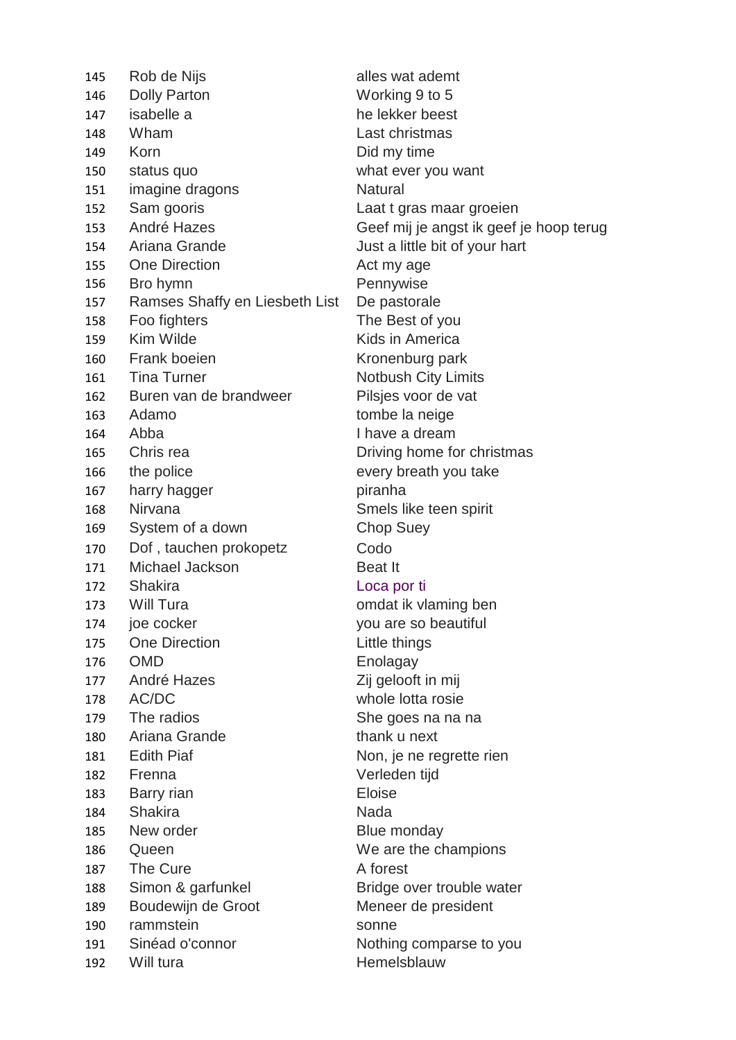| | | |
|---|---|---|
| 145 | Rob de Nijs | alles wat ademt |
| 146 | Dolly Parton | Working 9 to 5 |
| 147 | isabelle a | he lekker beest |
| 148 | Wham | Last christmas |
| 149 | Korn | Did my time |
| 150 | status quo | what ever you want |
| 151 | imagine dragons | Natural |
| 152 | Sam gooris | Laat t gras maar groeien |
| 153 | André Hazes | Geef mij je angst ik geef je hoop terug |
| 154 | Ariana Grande | Just a little bit of your hart |
| 155 | One Direction | Act my age |
| 156 | Bro hymn | Pennywise |
| 157 | Ramses Shaffy en Liesbeth List | De pastorale |
| 158 | Foo fighters | The Best of you |
| 159 | Kim Wilde | Kids in America |
| 160 | Frank boeien | Kronenburg park |
| 161 | Tina Turner | Notbush City Limits |
| 162 | Buren van de brandweer | Pilsjes voor de vat |
| 163 | Adamo | tombe la neige |
| 164 | Abba | I have a dream |
| 165 | Chris rea | Driving home for christmas |
| 166 | the police | every breath you take |
| 167 | harry hagger | piranha |
| 168 | Nirvana | Smels like teen spirit |
| 169 | System of a down | Chop Suey |
| 170 | Dof , tauchen prokopetz | Codo |
| 171 | Michael Jackson | Beat It |
| 172 | Shakira | Loca por ti |
| 173 | Will Tura | omdat ik vlaming ben |
| 174 | joe cocker | you are so beautiful |
| 175 | One Direction | Little things |
| 176 | OMD | Enolagay |
| 177 | André Hazes | Zij gelooft in mij |
| 178 | AC/DC | whole lotta rosie |
| 179 | The radios | She goes na na na |
| 180 | Ariana Grande | thank u next |
| 181 | Edith Piaf | Non, je ne regrette rien |
| 182 | Frenna | Verleden tijd |
| 183 | Barry rian | Eloise |
| 184 | Shakira | Nada |
| 185 | New order | Blue monday |
| 186 | Queen | We are the champions |
| 187 | The Cure | A forest |
| 188 | Simon & garfunkel | Bridge over trouble water |
| 189 | Boudewijn de Groot | Meneer de president |
| 190 | rammstein | sonne |
| 191 | Sinéad o'connor | Nothing comparse to you |
| 192 | Will tura | Hemelsblauw |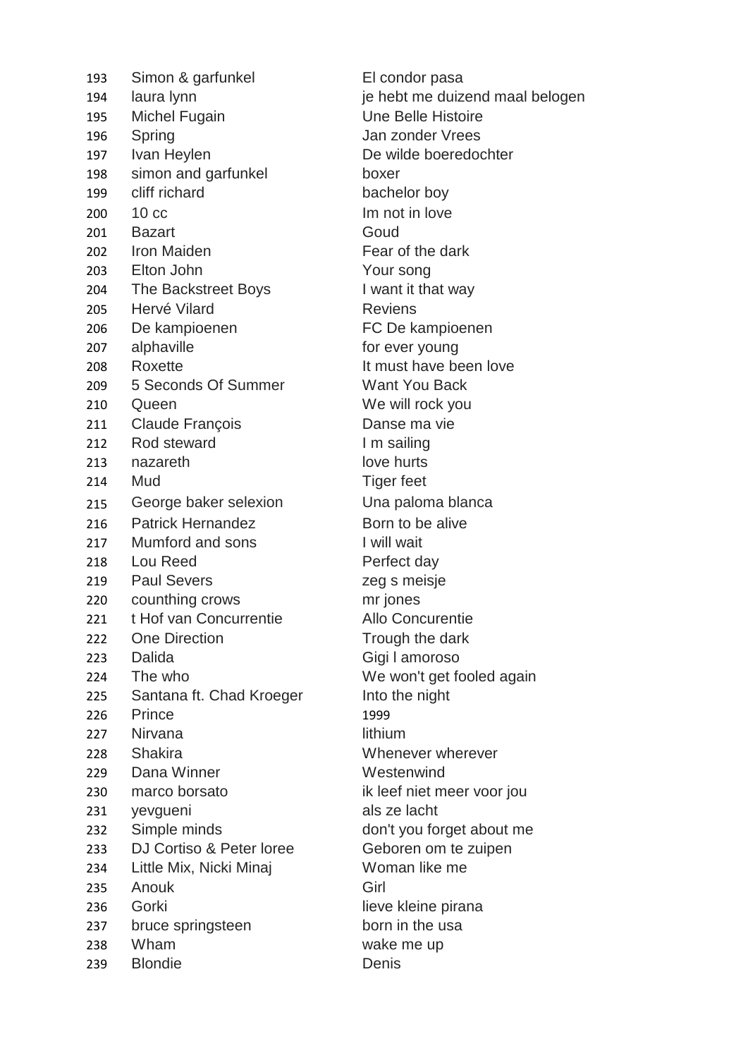| | | |
|---|---|---|
| 193 | Simon & garfunkel | El condor pasa |
| 194 | laura lynn | je hebt me duizend maal belogen |
| 195 | Michel Fugain | Une Belle Histoire |
| 196 | Spring | Jan zonder Vrees |
| 197 | Ivan Heylen | De wilde boeredochter |
| 198 | simon and garfunkel | boxer |
| 199 | cliff richard | bachelor boy |
| 200 | 10 cc | Im not in love |
| 201 | Bazart | Goud |
| 202 | Iron Maiden | Fear of the dark |
| 203 | Elton John | Your song |
| 204 | The Backstreet Boys | I want it that way |
| 205 | Hervé Vilard | Reviens |
| 206 | De kampioenen | FC De kampioenen |
| 207 | alphaville | for ever young |
| 208 | Roxette | It must have been love |
| 209 | 5 Seconds Of Summer | Want You Back |
| 210 | Queen | We will rock you |
| 211 | Claude François | Danse ma vie |
| 212 | Rod steward | I m sailing |
| 213 | nazareth | love hurts |
| 214 | Mud | Tiger feet |
| 215 | George baker selexion | Una paloma blanca |
| 216 | Patrick Hernandez | Born to be alive |
| 217 | Mumford and sons | I will wait |
| 218 | Lou Reed | Perfect day |
| 219 | Paul Severs | zeg s meisje |
| 220 | counthing crows | mr jones |
| 221 | t Hof van Concurrentie | Allo Concurentie |
| 222 | One Direction | Trough the dark |
| 223 | Dalida | Gigi l amoroso |
| 224 | The who | We won't get fooled again |
| 225 | Santana ft. Chad Kroeger | Into the night |
| 226 | Prince | 1999 |
| 227 | Nirvana | lithium |
| 228 | Shakira | Whenever wherever |
| 229 | Dana Winner | Westenwind |
| 230 | marco borsato | ik leef niet meer voor jou |
| 231 | yevgueni | als ze lacht |
| 232 | Simple minds | don't you forget about me |
| 233 | DJ Cortiso & Peter loree | Geboren om te zuipen |
| 234 | Little Mix, Nicki Minaj | Woman like me |
| 235 | Anouk | Girl |
| 236 | Gorki | lieve kleine pirana |
| 237 | bruce springsteen | born in the usa |
| 238 | Wham | wake me up |
| 239 | Blondie | Denis |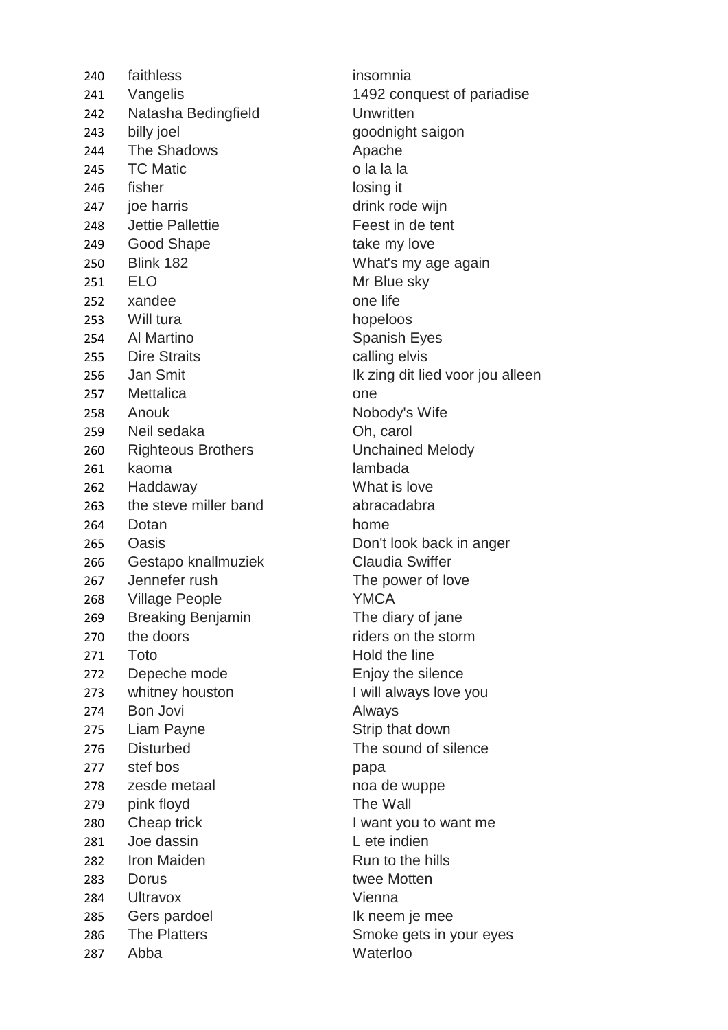| | | |
|---|---|---|
| 240 | faithless | insomnia |
| 241 | Vangelis | 1492 conquest of pariadise |
| 242 | Natasha Bedingfield | Unwritten |
| 243 | billy joel | goodnight saigon |
| 244 | The Shadows | Apache |
| 245 | TC Matic | o la la la |
| 246 | fisher | losing it |
| 247 | joe harris | drink rode wijn |
| 248 | Jettie Pallettie | Feest in de tent |
| 249 | Good Shape | take my love |
| 250 | Blink 182 | What's my age again |
| 251 | ELO | Mr Blue sky |
| 252 | xandee | one life |
| 253 | Will tura | hopeloos |
| 254 | Al Martino | Spanish Eyes |
| 255 | Dire Straits | calling elvis |
| 256 | Jan Smit | Ik zing dit lied voor jou alleen |
| 257 | Mettalica | one |
| 258 | Anouk | Nobody's Wife |
| 259 | Neil sedaka | Oh, carol |
| 260 | Righteous Brothers | Unchained Melody |
| 261 | kaoma | lambada |
| 262 | Haddaway | What is love |
| 263 | the steve miller band | abracadabra |
| 264 | Dotan | home |
| 265 | Oasis | Don't look back in anger |
| 266 | Gestapo knallmuziek | Claudia Swiffer |
| 267 | Jennefer rush | The power of love |
| 268 | Village People | YMCA |
| 269 | Breaking Benjamin | The diary of jane |
| 270 | the doors | riders on the storm |
| 271 | Toto | Hold the line |
| 272 | Depeche mode | Enjoy the silence |
| 273 | whitney houston | I will always love you |
| 274 | Bon Jovi | Always |
| 275 | Liam Payne | Strip that down |
| 276 | Disturbed | The sound of silence |
| 277 | stef bos | papa |
| 278 | zesde metaal | noa de wuppe |
| 279 | pink floyd | The Wall |
| 280 | Cheap trick | I want you to want me |
| 281 | Joe dassin | L ete indien |
| 282 | Iron Maiden | Run to the hills |
| 283 | Dorus | twee Motten |
| 284 | Ultravox | Vienna |
| 285 | Gers pardoel | Ik neem je mee |
| 286 | The Platters | Smoke gets in your eyes |
| 287 | Abba | Waterloo |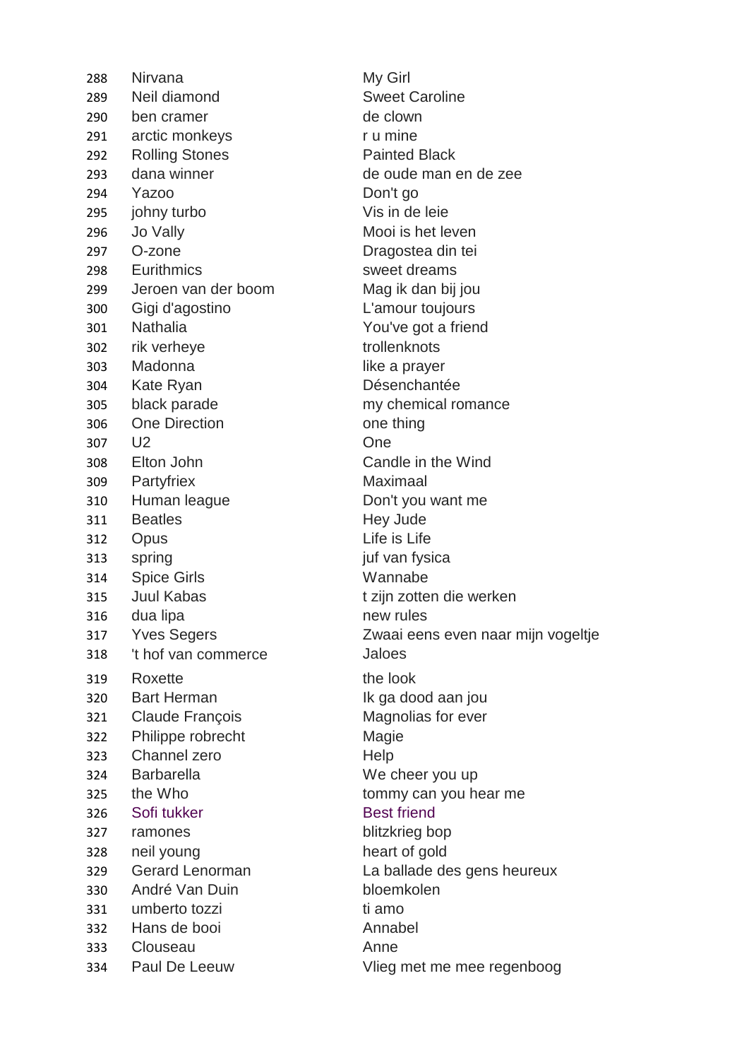| | | |
|---|---|---|
| 288 | Nirvana | My Girl |
| 289 | Neil diamond | Sweet Caroline |
| 290 | ben cramer | de clown |
| 291 | arctic monkeys | r u mine |
| 292 | Rolling Stones | Painted Black |
| 293 | dana winner | de oude man en de zee |
| 294 | Yazoo | Don't go |
| 295 | johny turbo | Vis in de leie |
| 296 | Jo Vally | Mooi is het leven |
| 297 | O-zone | Dragostea din tei |
| 298 | Eurithmics | sweet dreams |
| 299 | Jeroen van der boom | Mag ik dan bij jou |
| 300 | Gigi d'agostino | L'amour toujours |
| 301 | Nathalia | You've got a friend |
| 302 | rik verheye | trollenknots |
| 303 | Madonna | like a prayer |
| 304 | Kate Ryan | Désenchantée |
| 305 | black parade | my chemical romance |
| 306 | One Direction | one thing |
| 307 | U2 | One |
| 308 | Elton John | Candle in the Wind |
| 309 | Partyfriex | Maximaal |
| 310 | Human league | Don't you want me |
| 311 | Beatles | Hey Jude |
| 312 | Opus | Life is Life |
| 313 | spring | juf van fysica |
| 314 | Spice Girls | Wannabe |
| 315 | Juul Kabas | t zijn zotten die werken |
| 316 | dua lipa | new rules |
| 317 | Yves Segers | Zwaai eens even naar mijn vogeltje |
| 318 | 't hof van commerce | Jaloes |
| 319 | Roxette | the look |
| 320 | Bart Herman | Ik ga dood aan jou |
| 321 | Claude François | Magnolias for ever |
| 322 | Philippe robrecht | Magie |
| 323 | Channel zero | Help |
| 324 | Barbarella | We cheer you up |
| 325 | the Who | tommy can you hear me |
| 326 | Sofi tukker | Best friend |
| 327 | ramones | blitzkrieg bop |
| 328 | neil young | heart of gold |
| 329 | Gerard Lenorman | La ballade des gens heureux |
| 330 | André Van Duin | bloemkolen |
| 331 | umberto tozzi | ti amo |
| 332 | Hans de booi | Annabel |
| 333 | Clouseau | Anne |
| 334 | Paul De Leeuw | Vlieg met me mee regenboog |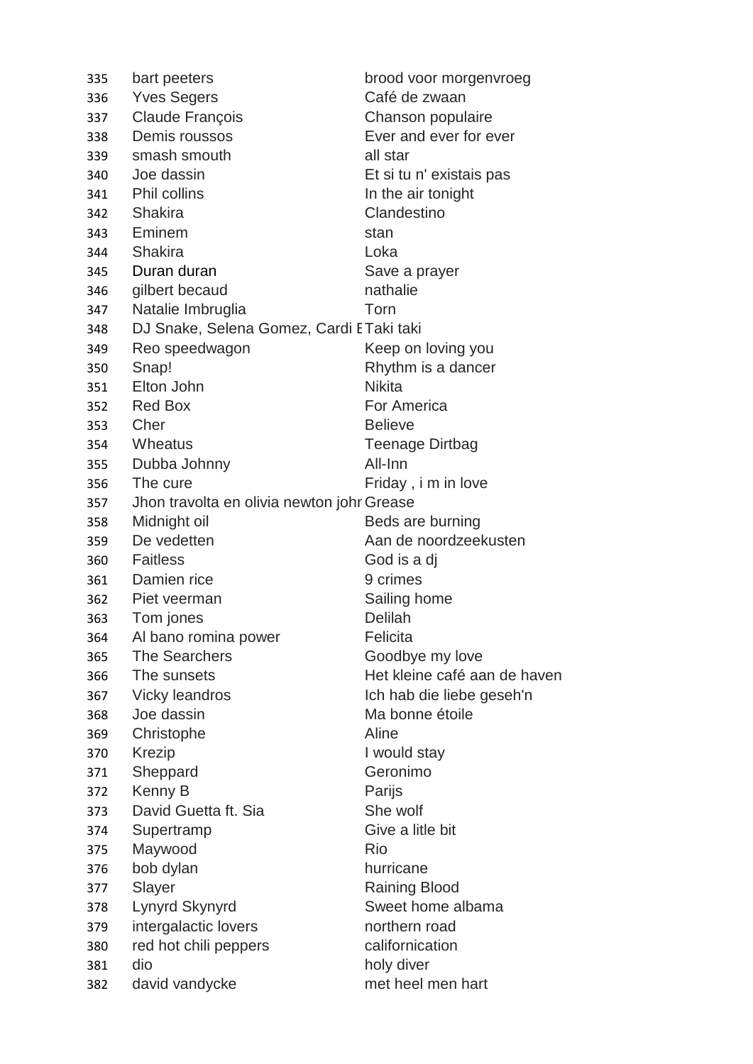| | | |
|---|---|---|
| 335 | bart peeters | brood voor morgenvroeg |
| 336 | Yves Segers | Café de zwaan |
| 337 | Claude François | Chanson populaire |
| 338 | Demis roussos | Ever and ever for ever |
| 339 | smash smouth | all star |
| 340 | Joe dassin | Et si tu n' existais pas |
| 341 | Phil collins | In the air tonight |
| 342 | Shakira | Clandestino |
| 343 | Eminem | stan |
| 344 | Shakira | Loka |
| 345 | Duran duran | Save a prayer |
| 346 | gilbert becaud | nathalie |
| 347 | Natalie Imbruglia | Torn |
| 348 | DJ Snake, Selena Gomez, Cardi E | Taki taki |
| 349 | Reo speedwagon | Keep on loving you |
| 350 | Snap! | Rhythm is a dancer |
| 351 | Elton John | Nikita |
| 352 | Red Box | For America |
| 353 | Cher | Believe |
| 354 | Wheatus | Teenage Dirtbag |
| 355 | Dubba Johnny | All-Inn |
| 356 | The cure | Friday , i m in love |
| 357 | Jhon travolta en olivia newton johr | Grease |
| 358 | Midnight oil | Beds are burning |
| 359 | De vedetten | Aan de noordzeekusten |
| 360 | Faitless | God is a dj |
| 361 | Damien rice | 9 crimes |
| 362 | Piet veerman | Sailing home |
| 363 | Tom jones | Delilah |
| 364 | Al bano romina power | Felicita |
| 365 | The Searchers | Goodbye my love |
| 366 | The sunsets | Het kleine café aan de haven |
| 367 | Vicky leandros | Ich hab die liebe geseh'n |
| 368 | Joe dassin | Ma bonne étoile |
| 369 | Christophe | Aline |
| 370 | Krezip | I would stay |
| 371 | Sheppard | Geronimo |
| 372 | Kenny B | Parijs |
| 373 | David Guetta ft. Sia | She wolf |
| 374 | Supertramp | Give a litle bit |
| 375 | Maywood | Rio |
| 376 | bob dylan | hurricane |
| 377 | Slayer | Raining Blood |
| 378 | Lynyrd Skynyrd | Sweet home albama |
| 379 | intergalactic lovers | northern road |
| 380 | red hot chili peppers | californication |
| 381 | dio | holy diver |
| 382 | david vandycke | met heel men hart |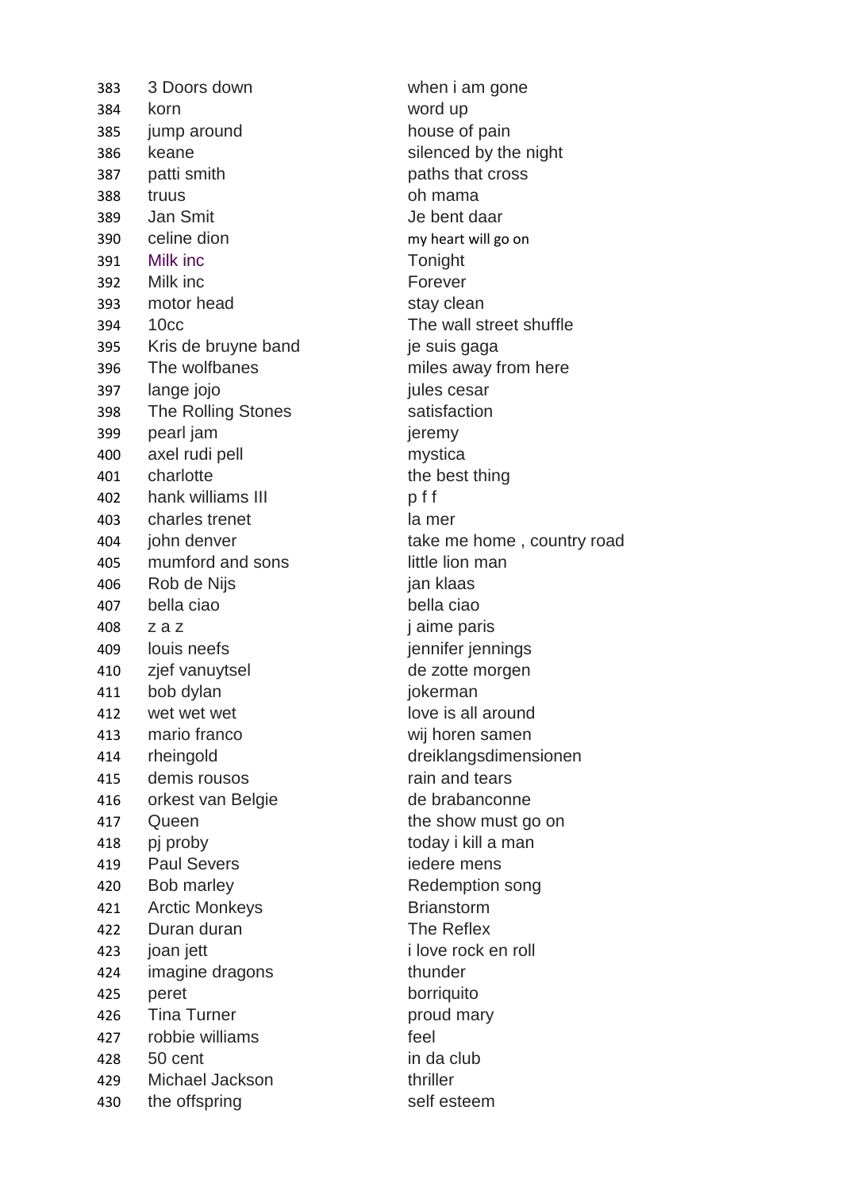| | | |
|---|---|---|
| 383 | 3 Doors down | when i am gone |
| 384 | korn | word up |
| 385 | jump around | house of pain |
| 386 | keane | silenced by the night |
| 387 | patti smith | paths that cross |
| 388 | truus | oh mama |
| 389 | Jan Smit | Je bent daar |
| 390 | celine dion | my heart will go on |
| 391 | Milk inc | Tonight |
| 392 | Milk inc | Forever |
| 393 | motor head | stay clean |
| 394 | 10cc | The wall street shuffle |
| 395 | Kris de bruyne band | je suis gaga |
| 396 | The wolfbanes | miles away from here |
| 397 | lange jojo | jules cesar |
| 398 | The Rolling Stones | satisfaction |
| 399 | pearl jam | jeremy |
| 400 | axel rudi pell | mystica |
| 401 | charlotte | the best thing |
| 402 | hank williams III | p f f |
| 403 | charles trenet | la mer |
| 404 | john denver | take me home , country road |
| 405 | mumford and sons | little lion man |
| 406 | Rob de Nijs | jan klaas |
| 407 | bella ciao | bella ciao |
| 408 | z a z | j aime paris |
| 409 | louis neefs | jennifer jennings |
| 410 | zjef vanuytsel | de zotte morgen |
| 411 | bob dylan | jokerman |
| 412 | wet wet wet | love is all around |
| 413 | mario franco | wij horen samen |
| 414 | rheingold | dreiklangsdimensionen |
| 415 | demis rousos | rain and tears |
| 416 | orkest van Belgie | de brabanconne |
| 417 | Queen | the show must go on |
| 418 | pj proby | today i kill a man |
| 419 | Paul Severs | iedere mens |
| 420 | Bob marley | Redemption song |
| 421 | Arctic Monkeys | Brianstorm |
| 422 | Duran duran | The Reflex |
| 423 | joan jett | i love rock en roll |
| 424 | imagine dragons | thunder |
| 425 | peret | borriquito |
| 426 | Tina Turner | proud mary |
| 427 | robbie williams | feel |
| 428 | 50 cent | in da club |
| 429 | Michael Jackson | thriller |
| 430 | the offspring | self esteem |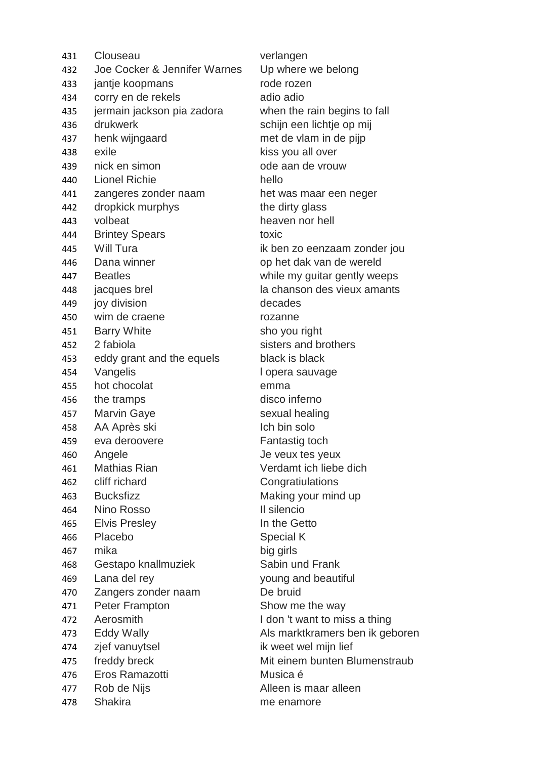| | | |
|---|---|---|
| 431 | Clouseau | verlangen |
| 432 | Joe Cocker & Jennifer Warnes | Up where we belong |
| 433 | jantje koopmans | rode rozen |
| 434 | corry en de rekels | adio adio |
| 435 | jermain jackson pia zadora | when the rain begins to fall |
| 436 | drukwerk | schijn een lichtje op mij |
| 437 | henk wijngaard | met de vlam in de pijp |
| 438 | exile | kiss you all over |
| 439 | nick en simon | ode aan de vrouw |
| 440 | Lionel Richie | hello |
| 441 | zangeres zonder naam | het was maar een neger |
| 442 | dropkick murphys | the dirty glass |
| 443 | volbeat | heaven nor hell |
| 444 | Brintey Spears | toxic |
| 445 | Will Tura | ik ben zo eenzaam zonder jou |
| 446 | Dana winner | op het dak van de wereld |
| 447 | Beatles | while my guitar gently weeps |
| 448 | jacques brel | la chanson des vieux amants |
| 449 | joy division | decades |
| 450 | wim de craene | rozanne |
| 451 | Barry White | sho you right |
| 452 | 2 fabiola | sisters and brothers |
| 453 | eddy grant and the equels | black is black |
| 454 | Vangelis | l opera sauvage |
| 455 | hot chocolat | emma |
| 456 | the tramps | disco inferno |
| 457 | Marvin Gaye | sexual healing |
| 458 | AA Après ski | Ich bin solo |
| 459 | eva deroovere | Fantastig toch |
| 460 | Angele | Je veux tes yeux |
| 461 | Mathias Rian | Verdamt ich liebe dich |
| 462 | cliff richard | Congratiulations |
| 463 | Bucksfizz | Making your mind up |
| 464 | Nino Rosso | Il silencio |
| 465 | Elvis Presley | In the Getto |
| 466 | Placebo | Special K |
| 467 | mika | big girls |
| 468 | Gestapo knallmuziek | Sabin und Frank |
| 469 | Lana del rey | young and beautiful |
| 470 | Zangers zonder naam | De bruid |
| 471 | Peter Frampton | Show me the way |
| 472 | Aerosmith | I don 't want to miss a thing |
| 473 | Eddy Wally | Als marktkramers ben ik geboren |
| 474 | zjef vanuytsel | ik weet wel mijn lief |
| 475 | freddy breck | Mit einem bunten Blumenstraub |
| 476 | Eros Ramazotti | Musica é |
| 477 | Rob de Nijs | Alleen is maar alleen |
| 478 | Shakira | me enamore |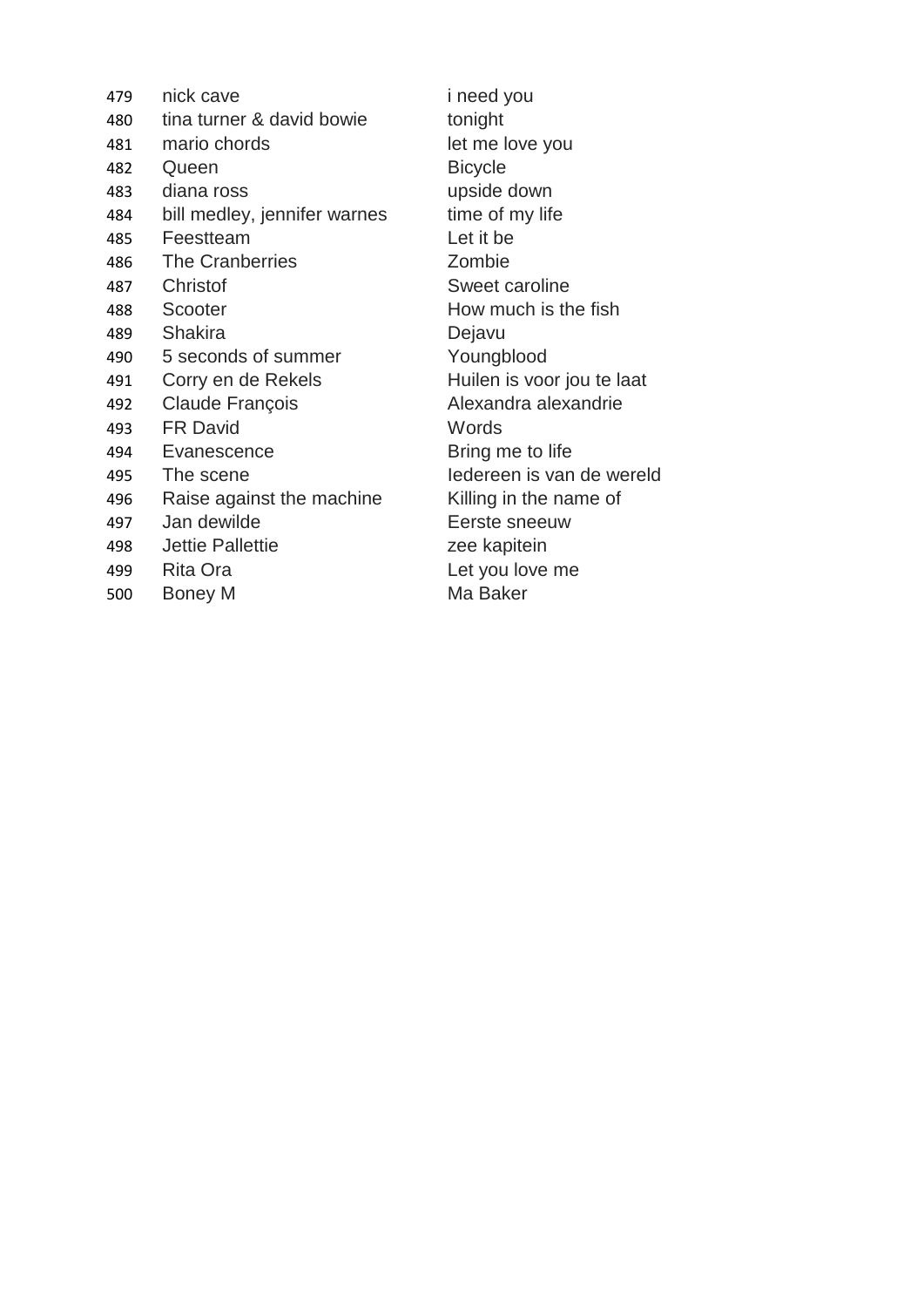| | | |
|---|---|---|
| 479 | nick cave | i need you |
| 480 | tina turner & david bowie | tonight |
| 481 | mario chords | let me love you |
| 482 | Queen | Bicycle |
| 483 | diana ross | upside down |
| 484 | bill medley, jennifer warnes | time of my life |
| 485 | Feestteam | Let it be |
| 486 | The Cranberries | Zombie |
| 487 | Christof | Sweet caroline |
| 488 | Scooter | How much is the fish |
| 489 | Shakira | Dejavu |
| 490 | 5 seconds of summer | Youngblood |
| 491 | Corry en de Rekels | Huilen is voor jou te laat |
| 492 | Claude François | Alexandra alexandrie |
| 493 | FR David | Words |
| 494 | Evanescence | Bring me to life |
| 495 | The scene | Iedereen is van de wereld |
| 496 | Raise against the machine | Killing in the name of |
| 497 | Jan dewilde | Eerste sneeuw |
| 498 | Jettie Pallettie | zee kapitein |
| 499 | Rita Ora | Let you love me |
| 500 | Boney M | Ma Baker |